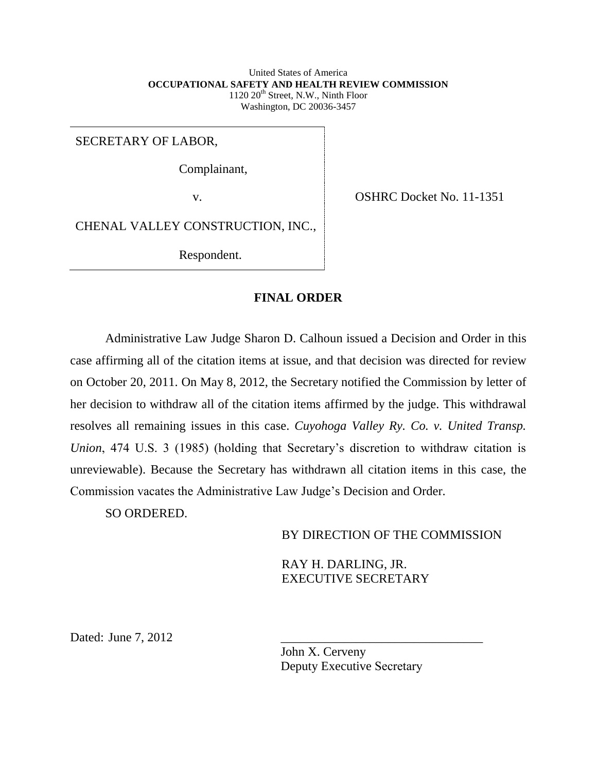United States of America
**OCCUPATIONAL SAFETY AND HEALTH REVIEW COMMISSION**
1120 20th Street, N.W., Ninth Floor
Washington, DC 20036-3457

SECRETARY OF LABOR,

Complainant,

v.

CHENAL VALLEY CONSTRUCTION, INC.,

Respondent.

OSHRC Docket No. 11-1351

## FINAL ORDER

Administrative Law Judge Sharon D. Calhoun issued a Decision and Order in this case affirming all of the citation items at issue, and that decision was directed for review on October 20, 2011. On May 8, 2012, the Secretary notified the Commission by letter of her decision to withdraw all of the citation items affirmed by the judge. This withdrawal resolves all remaining issues in this case. *Cuyohoga Valley Ry. Co. v. United Transp. Union*, 474 U.S. 3 (1985) (holding that Secretary's discretion to withdraw citation is unreviewable). Because the Secretary has withdrawn all citation items in this case, the Commission vacates the Administrative Law Judge's Decision and Order.

SO ORDERED.

BY DIRECTION OF THE COMMISSION

RAY H. DARLING, JR.
EXECUTIVE SECRETARY

Dated: June 7, 2012

\_\_\_\_\_\_\_\_\_\_\_\_\_\_\_\_\_\_\_\_\_\_\_\_\_\_\_\_\_\_\_\_
John X. Cerveny
Deputy Executive Secretary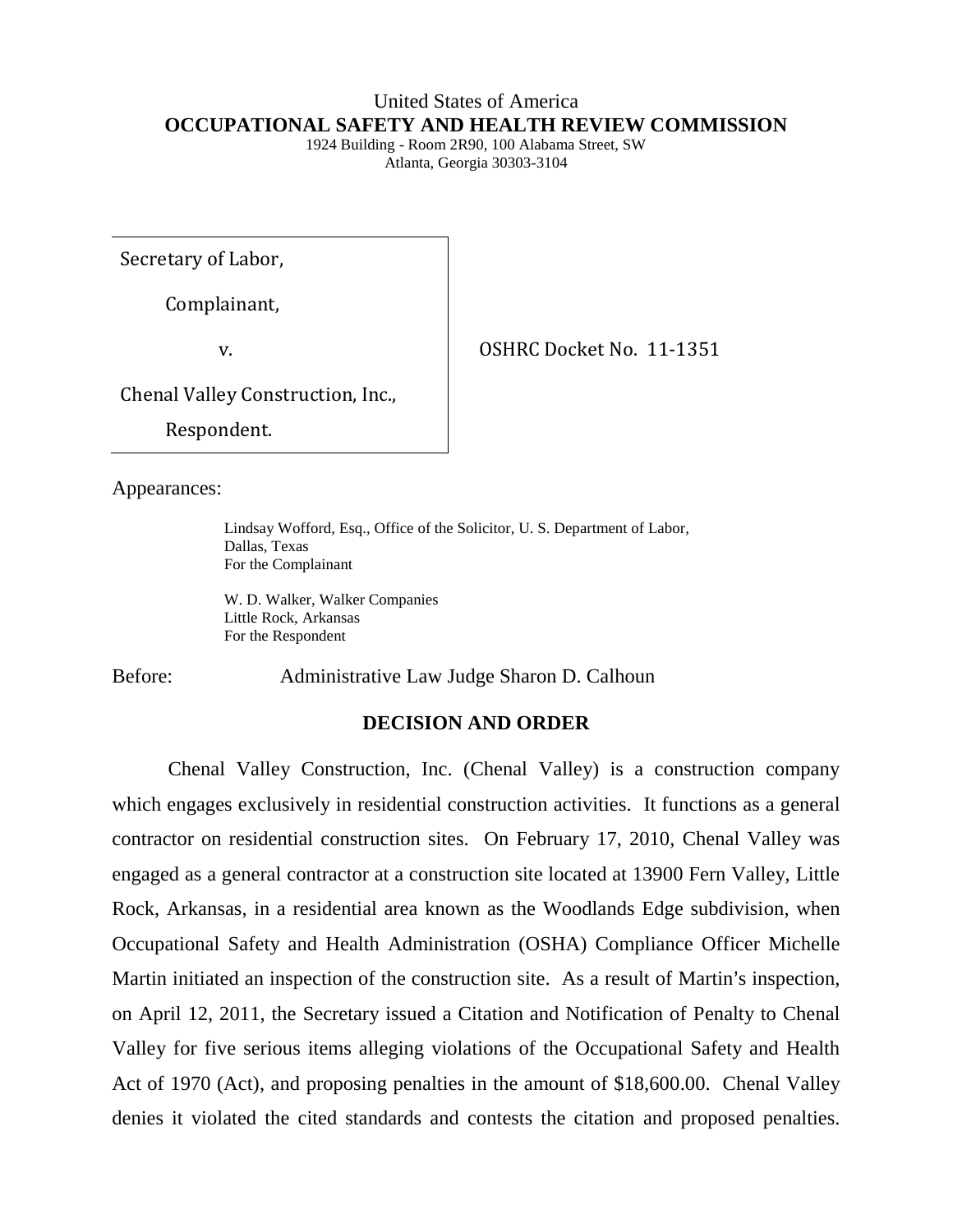United States of America
**OCCUPATIONAL SAFETY AND HEALTH REVIEW COMMISSION**
1924 Building - Room 2R90, 100 Alabama Street, SW
Atlanta, Georgia 30303-3104

Secretary of Labor,

Complainant,

v.

Chenal Valley Construction, Inc.,

Respondent.

OSHRC Docket No. 11-1351

Appearances:

Lindsay Wofford, Esq., Office of the Solicitor, U. S. Department of Labor, Dallas, Texas
For the Complainant

W. D. Walker, Walker Companies
Little Rock, Arkansas
For the Respondent

Before: Administrative Law Judge Sharon D. Calhoun

## DECISION AND ORDER

Chenal Valley Construction, Inc. (Chenal Valley) is a construction company which engages exclusively in residential construction activities. It functions as a general contractor on residential construction sites. On February 17, 2010, Chenal Valley was engaged as a general contractor at a construction site located at 13900 Fern Valley, Little Rock, Arkansas, in a residential area known as the Woodlands Edge subdivision, when Occupational Safety and Health Administration (OSHA) Compliance Officer Michelle Martin initiated an inspection of the construction site. As a result of Martin's inspection, on April 12, 2011, the Secretary issued a Citation and Notification of Penalty to Chenal Valley for five serious items alleging violations of the Occupational Safety and Health Act of 1970 (Act), and proposing penalties in the amount of $18,600.00. Chenal Valley denies it violated the cited standards and contests the citation and proposed penalties.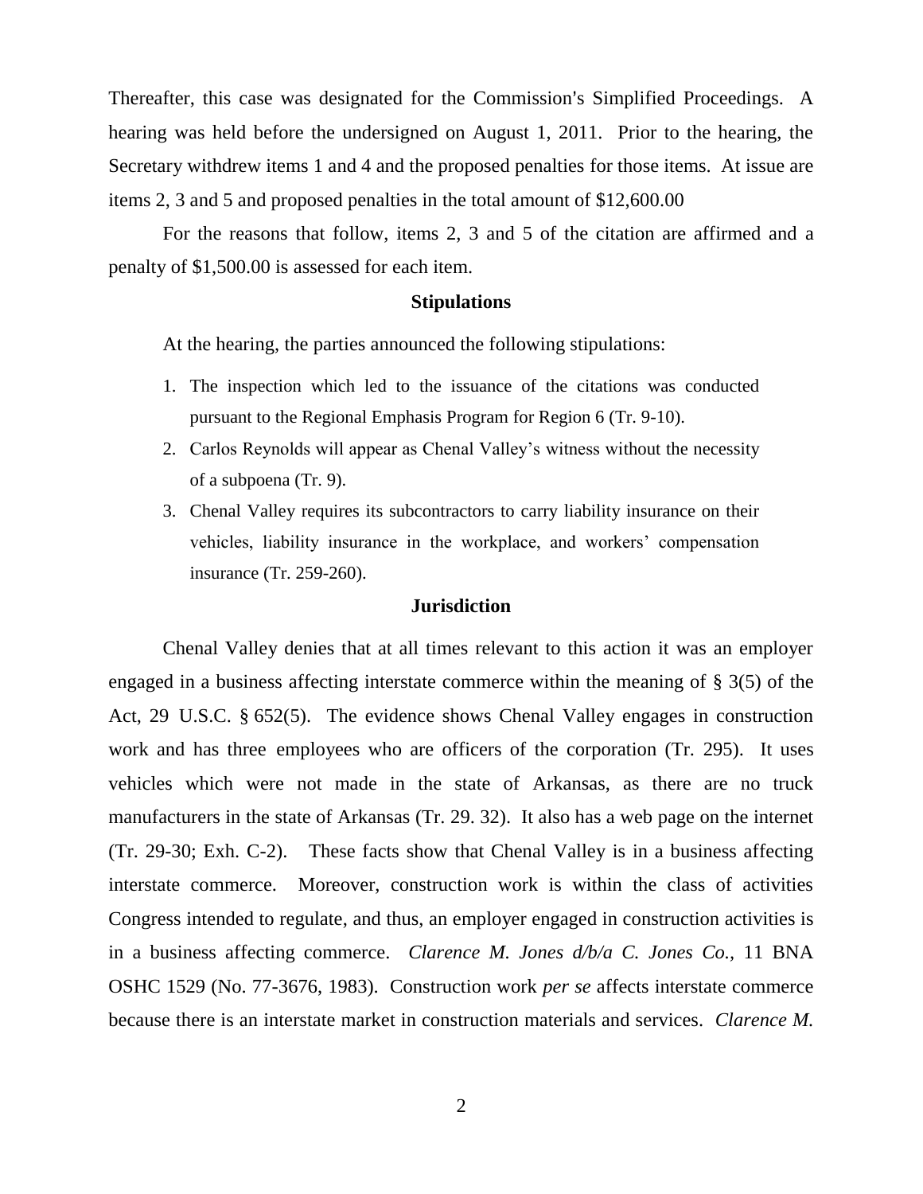Thereafter, this case was designated for the Commission's Simplified Proceedings. A hearing was held before the undersigned on August 1, 2011. Prior to the hearing, the Secretary withdrew items 1 and 4 and the proposed penalties for those items. At issue are items 2, 3 and 5 and proposed penalties in the total amount of $12,600.00

For the reasons that follow, items 2, 3 and 5 of the citation are affirmed and a penalty of $1,500.00 is assessed for each item.

## Stipulations

At the hearing, the parties announced the following stipulations:

1. The inspection which led to the issuance of the citations was conducted pursuant to the Regional Emphasis Program for Region 6 (Tr. 9-10).
2. Carlos Reynolds will appear as Chenal Valley's witness without the necessity of a subpoena (Tr. 9).
3. Chenal Valley requires its subcontractors to carry liability insurance on their vehicles, liability insurance in the workplace, and workers' compensation insurance (Tr. 259-260).

## Jurisdiction

Chenal Valley denies that at all times relevant to this action it was an employer engaged in a business affecting interstate commerce within the meaning of § 3(5) of the Act, 29 U.S.C. § 652(5). The evidence shows Chenal Valley engages in construction work and has three employees who are officers of the corporation (Tr. 295). It uses vehicles which were not made in the state of Arkansas, as there are no truck manufacturers in the state of Arkansas (Tr. 29. 32). It also has a web page on the internet (Tr. 29-30; Exh. C-2). These facts show that Chenal Valley is in a business affecting interstate commerce. Moreover, construction work is within the class of activities Congress intended to regulate, and thus, an employer engaged in construction activities is in a business affecting commerce. *Clarence M. Jones d/b/a C. Jones Co.,* 11 BNA OSHC 1529 (No. 77-3676, 1983). Construction work *per se* affects interstate commerce because there is an interstate market in construction materials and services. *Clarence M.*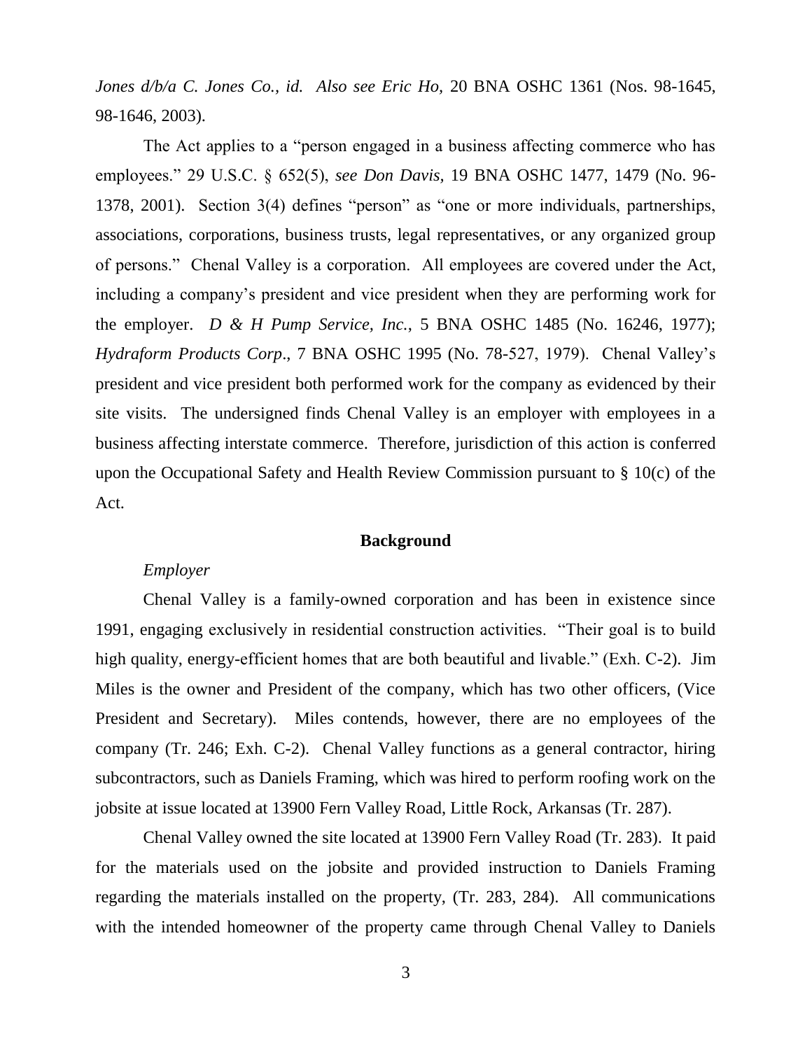*Jones d/b/a C. Jones Co., id. Also see Eric Ho,* 20 BNA OSHC 1361 (Nos. 98-1645, 98-1646, 2003).

The Act applies to a "person engaged in a business affecting commerce who has employees." 29 U.S.C. § 652(5), *see Don Davis,* 19 BNA OSHC 1477, 1479 (No. 96-1378, 2001). Section 3(4) defines "person" as "one or more individuals, partnerships, associations, corporations, business trusts, legal representatives, or any organized group of persons." Chenal Valley is a corporation. All employees are covered under the Act, including a company's president and vice president when they are performing work for the employer. *D & H Pump Service, Inc.*, 5 BNA OSHC 1485 (No. 16246, 1977); *Hydraform Products Corp*., 7 BNA OSHC 1995 (No. 78-527, 1979). Chenal Valley's president and vice president both performed work for the company as evidenced by their site visits. The undersigned finds Chenal Valley is an employer with employees in a business affecting interstate commerce. Therefore, jurisdiction of this action is conferred upon the Occupational Safety and Health Review Commission pursuant to § 10(c) of the Act.

## Background

*Employer*

Chenal Valley is a family-owned corporation and has been in existence since 1991, engaging exclusively in residential construction activities. "Their goal is to build high quality, energy-efficient homes that are both beautiful and livable." (Exh. C-2). Jim Miles is the owner and President of the company, which has two other officers, (Vice President and Secretary). Miles contends, however, there are no employees of the company (Tr. 246; Exh. C-2). Chenal Valley functions as a general contractor, hiring subcontractors, such as Daniels Framing, which was hired to perform roofing work on the jobsite at issue located at 13900 Fern Valley Road, Little Rock, Arkansas (Tr. 287).

Chenal Valley owned the site located at 13900 Fern Valley Road (Tr. 283). It paid for the materials used on the jobsite and provided instruction to Daniels Framing regarding the materials installed on the property, (Tr. 283, 284). All communications with the intended homeowner of the property came through Chenal Valley to Daniels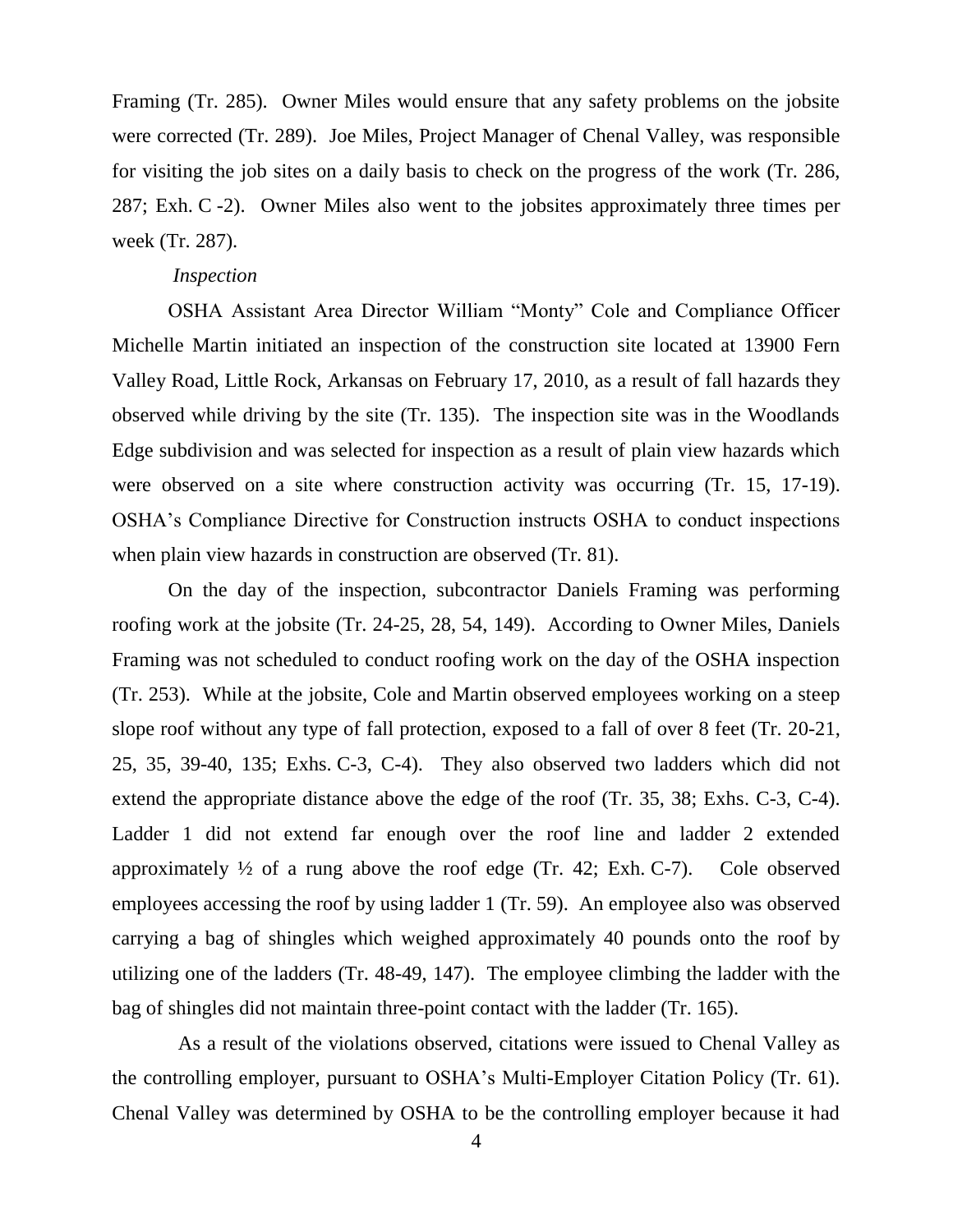Framing (Tr. 285). Owner Miles would ensure that any safety problems on the jobsite were corrected (Tr. 289). Joe Miles, Project Manager of Chenal Valley, was responsible for visiting the job sites on a daily basis to check on the progress of the work (Tr. 286, 287; Exh. C -2). Owner Miles also went to the jobsites approximately three times per week (Tr. 287).

*Inspection*

OSHA Assistant Area Director William "Monty" Cole and Compliance Officer Michelle Martin initiated an inspection of the construction site located at 13900 Fern Valley Road, Little Rock, Arkansas on February 17, 2010, as a result of fall hazards they observed while driving by the site (Tr. 135). The inspection site was in the Woodlands Edge subdivision and was selected for inspection as a result of plain view hazards which were observed on a site where construction activity was occurring (Tr. 15, 17-19). OSHA's Compliance Directive for Construction instructs OSHA to conduct inspections when plain view hazards in construction are observed (Tr. 81).

On the day of the inspection, subcontractor Daniels Framing was performing roofing work at the jobsite (Tr. 24-25, 28, 54, 149). According to Owner Miles, Daniels Framing was not scheduled to conduct roofing work on the day of the OSHA inspection (Tr. 253). While at the jobsite, Cole and Martin observed employees working on a steep slope roof without any type of fall protection, exposed to a fall of over 8 feet (Tr. 20-21, 25, 35, 39-40, 135; Exhs. C-3, C-4). They also observed two ladders which did not extend the appropriate distance above the edge of the roof (Tr. 35, 38; Exhs. C-3, C-4). Ladder 1 did not extend far enough over the roof line and ladder 2 extended approximately ½ of a rung above the roof edge (Tr. 42; Exh. C-7). Cole observed employees accessing the roof by using ladder 1 (Tr. 59). An employee also was observed carrying a bag of shingles which weighed approximately 40 pounds onto the roof by utilizing one of the ladders (Tr. 48-49, 147). The employee climbing the ladder with the bag of shingles did not maintain three-point contact with the ladder (Tr. 165).

As a result of the violations observed, citations were issued to Chenal Valley as the controlling employer, pursuant to OSHA's Multi-Employer Citation Policy (Tr. 61). Chenal Valley was determined by OSHA to be the controlling employer because it had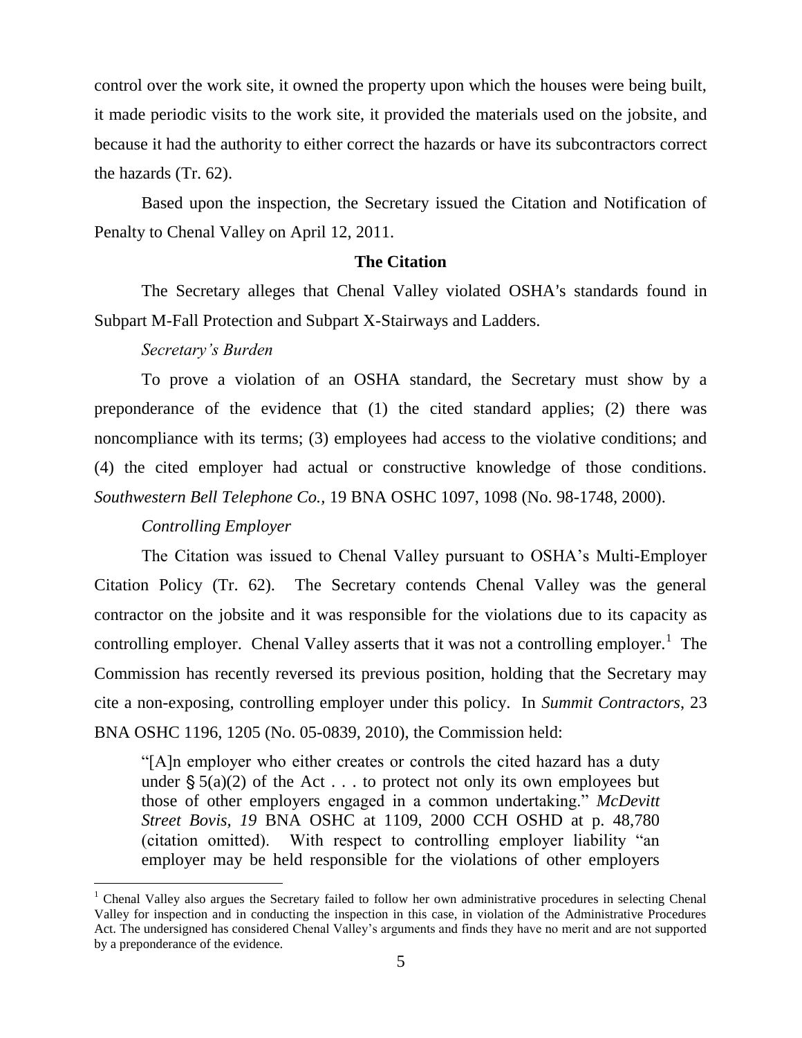control over the work site, it owned the property upon which the houses were being built, it made periodic visits to the work site, it provided the materials used on the jobsite, and because it had the authority to either correct the hazards or have its subcontractors correct the hazards (Tr. 62).

Based upon the inspection, the Secretary issued the Citation and Notification of Penalty to Chenal Valley on April 12, 2011.

**The Citation**

The Secretary alleges that Chenal Valley violated OSHA's standards found in Subpart M-Fall Protection and Subpart X-Stairways and Ladders.

*Secretary's Burden*

To prove a violation of an OSHA standard, the Secretary must show by a preponderance of the evidence that (1) the cited standard applies; (2) there was noncompliance with its terms; (3) employees had access to the violative conditions; and (4) the cited employer had actual or constructive knowledge of those conditions. *Southwestern Bell Telephone Co.*, 19 BNA OSHC 1097, 1098 (No. 98-1748, 2000).

*Controlling Employer*

The Citation was issued to Chenal Valley pursuant to OSHA's Multi-Employer Citation Policy (Tr. 62). The Secretary contends Chenal Valley was the general contractor on the jobsite and it was responsible for the violations due to its capacity as controlling employer. Chenal Valley asserts that it was not a controlling employer.[1] The Commission has recently reversed its previous position, holding that the Secretary may cite a non-exposing, controlling employer under this policy. In *Summit Contractors*, 23 BNA OSHC 1196, 1205 (No. 05-0839, 2010), the Commission held:

> "[A]n employer who either creates or controls the cited hazard has a duty under § 5(a)(2) of the Act . . . to protect not only its own employees but those of other employers engaged in a common undertaking." *McDevitt Street Bovis, 19* BNA OSHC at 1109, 2000 CCH OSHD at p. 48,780 (citation omitted). With respect to controlling employer liability "an employer may be held responsible for the violations of other employers

[1] Chenal Valley also argues the Secretary failed to follow her own administrative procedures in selecting Chenal Valley for inspection and in conducting the inspection in this case, in violation of the Administrative Procedures Act. The undersigned has considered Chenal Valley's arguments and finds they have no merit and are not supported by a preponderance of the evidence.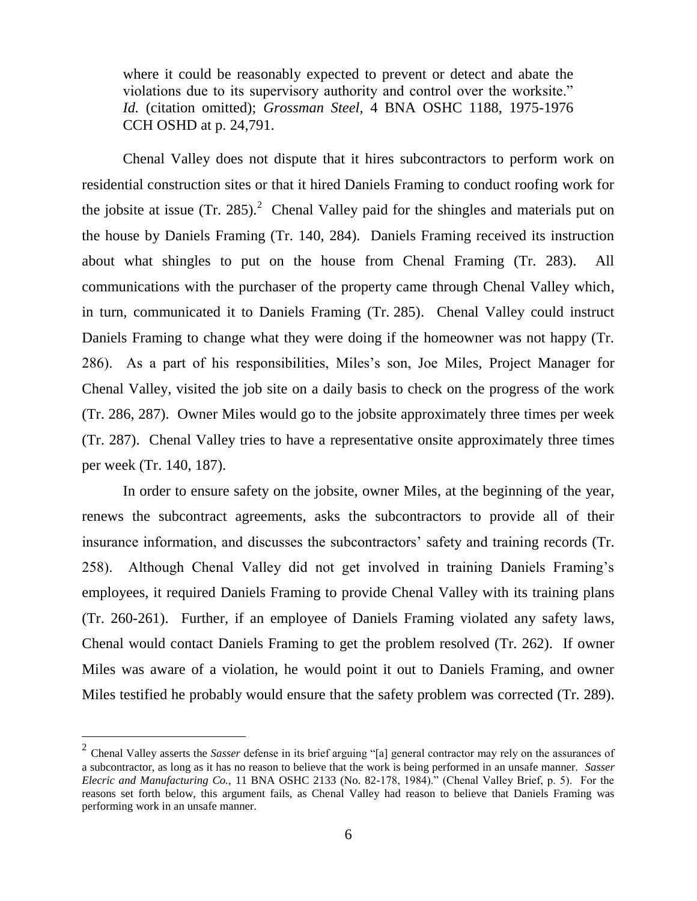where it could be reasonably expected to prevent or detect and abate the violations due to its supervisory authority and control over the worksite." *Id.* (citation omitted); *Grossman Steel*, 4 BNA OSHC 1188, 1975-1976 CCH OSHD at p. 24,791.

Chenal Valley does not dispute that it hires subcontractors to perform work on residential construction sites or that it hired Daniels Framing to conduct roofing work for the jobsite at issue (Tr. 285).[2] Chenal Valley paid for the shingles and materials put on the house by Daniels Framing (Tr. 140, 284). Daniels Framing received its instruction about what shingles to put on the house from Chenal Framing (Tr. 283). All communications with the purchaser of the property came through Chenal Valley which, in turn, communicated it to Daniels Framing (Tr. 285). Chenal Valley could instruct Daniels Framing to change what they were doing if the homeowner was not happy (Tr. 286). As a part of his responsibilities, Miles's son, Joe Miles, Project Manager for Chenal Valley, visited the job site on a daily basis to check on the progress of the work (Tr. 286, 287). Owner Miles would go to the jobsite approximately three times per week (Tr. 287). Chenal Valley tries to have a representative onsite approximately three times per week (Tr. 140, 187).

In order to ensure safety on the jobsite, owner Miles, at the beginning of the year, renews the subcontract agreements, asks the subcontractors to provide all of their insurance information, and discusses the subcontractors' safety and training records (Tr. 258). Although Chenal Valley did not get involved in training Daniels Framing's employees, it required Daniels Framing to provide Chenal Valley with its training plans (Tr. 260-261). Further, if an employee of Daniels Framing violated any safety laws, Chenal would contact Daniels Framing to get the problem resolved (Tr. 262). If owner Miles was aware of a violation, he would point it out to Daniels Framing, and owner Miles testified he probably would ensure that the safety problem was corrected (Tr. 289).

---

[2] Chenal Valley asserts the *Sasser* defense in its brief arguing "[a] general contractor may rely on the assurances of a subcontractor, as long as it has no reason to believe that the work is being performed in an unsafe manner. *Sasser Elecric and Manufacturing Co.*, 11 BNA OSHC 2133 (No. 82-178, 1984)." (Chenal Valley Brief, p. 5). For the reasons set forth below, this argument fails, as Chenal Valley had reason to believe that Daniels Framing was performing work in an unsafe manner.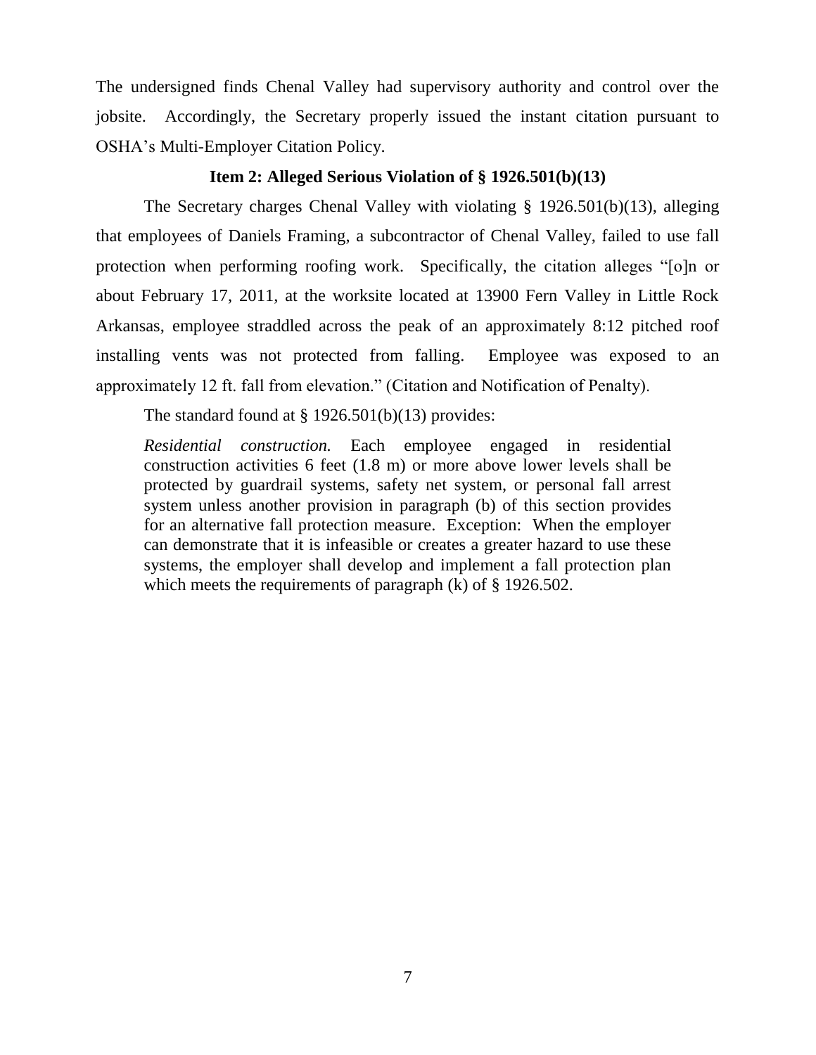The undersigned finds Chenal Valley had supervisory authority and control over the jobsite. Accordingly, the Secretary properly issued the instant citation pursuant to OSHA's Multi-Employer Citation Policy.

### Item 2: Alleged Serious Violation of § 1926.501(b)(13)

The Secretary charges Chenal Valley with violating § 1926.501(b)(13), alleging that employees of Daniels Framing, a subcontractor of Chenal Valley, failed to use fall protection when performing roofing work. Specifically, the citation alleges "[o]n or about February 17, 2011, at the worksite located at 13900 Fern Valley in Little Rock Arkansas, employee straddled across the peak of an approximately 8:12 pitched roof installing vents was not protected from falling. Employee was exposed to an approximately 12 ft. fall from elevation." (Citation and Notification of Penalty).

The standard found at § 1926.501(b)(13) provides:

> *Residential construction.* Each employee engaged in residential construction activities 6 feet (1.8 m) or more above lower levels shall be protected by guardrail systems, safety net system, or personal fall arrest system unless another provision in paragraph (b) of this section provides for an alternative fall protection measure. Exception: When the employer can demonstrate that it is infeasible or creates a greater hazard to use these systems, the employer shall develop and implement a fall protection plan which meets the requirements of paragraph (k) of § 1926.502.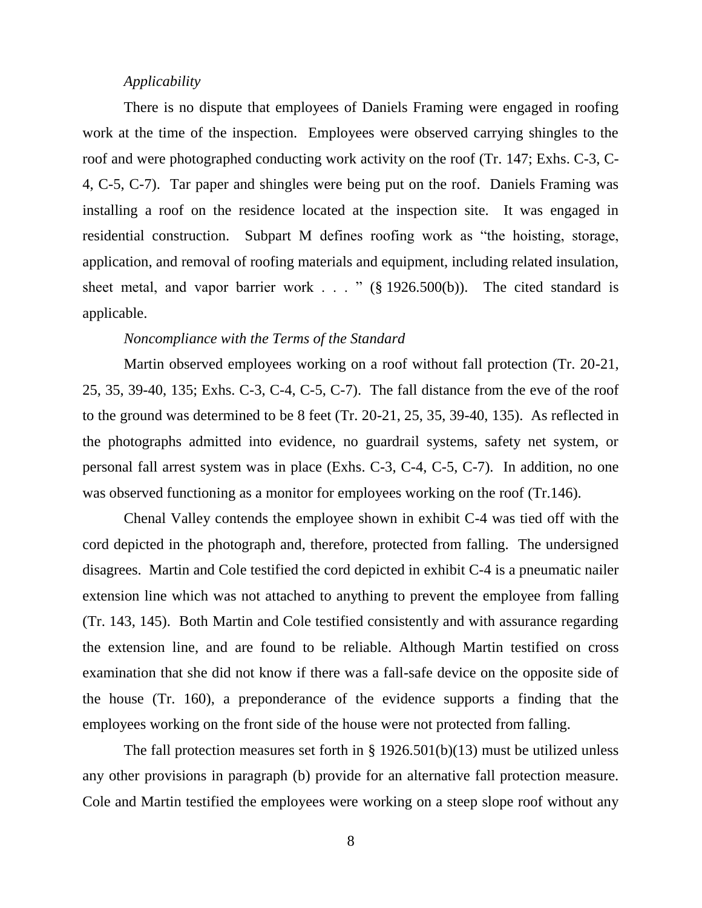*Applicability*

There is no dispute that employees of Daniels Framing were engaged in roofing work at the time of the inspection. Employees were observed carrying shingles to the roof and were photographed conducting work activity on the roof (Tr. 147; Exhs. C-3, C-4, C-5, C-7). Tar paper and shingles were being put on the roof. Daniels Framing was installing a roof on the residence located at the inspection site. It was engaged in residential construction. Subpart M defines roofing work as "the hoisting, storage, application, and removal of roofing materials and equipment, including related insulation, sheet metal, and vapor barrier work . . . " (§ 1926.500(b)). The cited standard is applicable.

*Noncompliance with the Terms of the Standard*

Martin observed employees working on a roof without fall protection (Tr. 20-21, 25, 35, 39-40, 135; Exhs. C-3, C-4, C-5, C-7). The fall distance from the eve of the roof to the ground was determined to be 8 feet (Tr. 20-21, 25, 35, 39-40, 135). As reflected in the photographs admitted into evidence, no guardrail systems, safety net system, or personal fall arrest system was in place (Exhs. C-3, C-4, C-5, C-7). In addition, no one was observed functioning as a monitor for employees working on the roof (Tr.146).

Chenal Valley contends the employee shown in exhibit C-4 was tied off with the cord depicted in the photograph and, therefore, protected from falling. The undersigned disagrees. Martin and Cole testified the cord depicted in exhibit C-4 is a pneumatic nailer extension line which was not attached to anything to prevent the employee from falling (Tr. 143, 145). Both Martin and Cole testified consistently and with assurance regarding the extension line, and are found to be reliable. Although Martin testified on cross examination that she did not know if there was a fall-safe device on the opposite side of the house (Tr. 160), a preponderance of the evidence supports a finding that the employees working on the front side of the house were not protected from falling.

The fall protection measures set forth in § 1926.501(b)(13) must be utilized unless any other provisions in paragraph (b) provide for an alternative fall protection measure. Cole and Martin testified the employees were working on a steep slope roof without any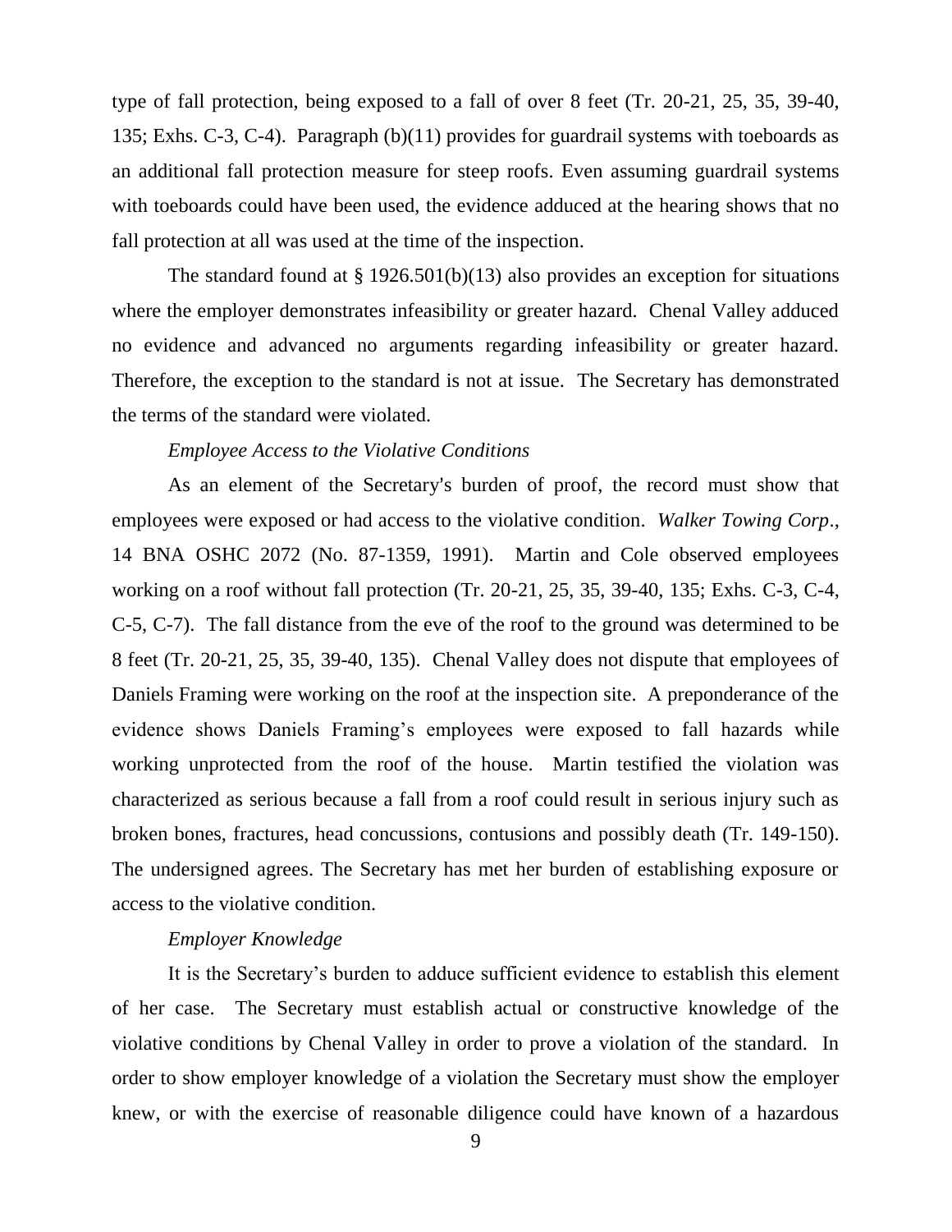type of fall protection, being exposed to a fall of over 8 feet (Tr. 20-21, 25, 35, 39-40, 135; Exhs. C-3, C-4). Paragraph (b)(11) provides for guardrail systems with toeboards as an additional fall protection measure for steep roofs. Even assuming guardrail systems with toeboards could have been used, the evidence adduced at the hearing shows that no fall protection at all was used at the time of the inspection.

The standard found at § 1926.501(b)(13) also provides an exception for situations where the employer demonstrates infeasibility or greater hazard. Chenal Valley adduced no evidence and advanced no arguments regarding infeasibility or greater hazard. Therefore, the exception to the standard is not at issue. The Secretary has demonstrated the terms of the standard were violated.

*Employee Access to the Violative Conditions*

As an element of the Secretary's burden of proof, the record must show that employees were exposed or had access to the violative condition. *Walker Towing Corp*., 14 BNA OSHC 2072 (No. 87-1359, 1991). Martin and Cole observed employees working on a roof without fall protection (Tr. 20-21, 25, 35, 39-40, 135; Exhs. C-3, C-4, C-5, C-7). The fall distance from the eve of the roof to the ground was determined to be 8 feet (Tr. 20-21, 25, 35, 39-40, 135). Chenal Valley does not dispute that employees of Daniels Framing were working on the roof at the inspection site. A preponderance of the evidence shows Daniels Framing's employees were exposed to fall hazards while working unprotected from the roof of the house. Martin testified the violation was characterized as serious because a fall from a roof could result in serious injury such as broken bones, fractures, head concussions, contusions and possibly death (Tr. 149-150). The undersigned agrees. The Secretary has met her burden of establishing exposure or access to the violative condition.

*Employer Knowledge*

It is the Secretary's burden to adduce sufficient evidence to establish this element of her case. The Secretary must establish actual or constructive knowledge of the violative conditions by Chenal Valley in order to prove a violation of the standard. In order to show employer knowledge of a violation the Secretary must show the employer knew, or with the exercise of reasonable diligence could have known of a hazardous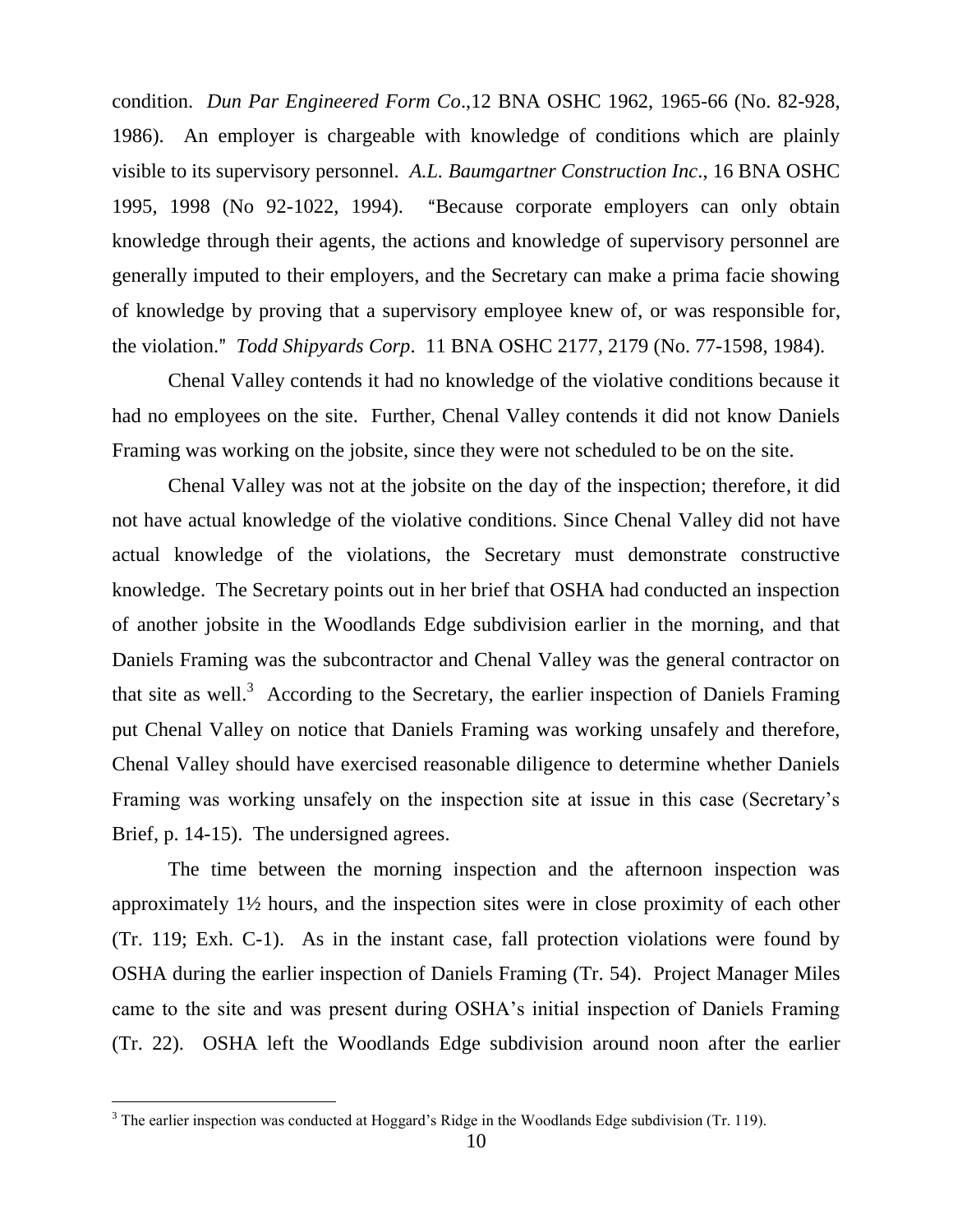condition. *Dun Par Engineered Form Co*.,12 BNA OSHC 1962, 1965-66 (No. 82-928, 1986). An employer is chargeable with knowledge of conditions which are plainly visible to its supervisory personnel. *A.L. Baumgartner Construction Inc*., 16 BNA OSHC 1995, 1998 (No 92-1022, 1994). "Because corporate employers can only obtain knowledge through their agents, the actions and knowledge of supervisory personnel are generally imputed to their employers, and the Secretary can make a prima facie showing of knowledge by proving that a supervisory employee knew of, or was responsible for, the violation." *Todd Shipyards Corp*. 11 BNA OSHC 2177, 2179 (No. 77-1598, 1984).

Chenal Valley contends it had no knowledge of the violative conditions because it had no employees on the site. Further, Chenal Valley contends it did not know Daniels Framing was working on the jobsite, since they were not scheduled to be on the site.

Chenal Valley was not at the jobsite on the day of the inspection; therefore, it did not have actual knowledge of the violative conditions. Since Chenal Valley did not have actual knowledge of the violations, the Secretary must demonstrate constructive knowledge. The Secretary points out in her brief that OSHA had conducted an inspection of another jobsite in the Woodlands Edge subdivision earlier in the morning, and that Daniels Framing was the subcontractor and Chenal Valley was the general contractor on that site as well.[3] According to the Secretary, the earlier inspection of Daniels Framing put Chenal Valley on notice that Daniels Framing was working unsafely and therefore, Chenal Valley should have exercised reasonable diligence to determine whether Daniels Framing was working unsafely on the inspection site at issue in this case (Secretary's Brief, p. 14-15). The undersigned agrees.

The time between the morning inspection and the afternoon inspection was approximately 1½ hours, and the inspection sites were in close proximity of each other (Tr. 119; Exh. C-1). As in the instant case, fall protection violations were found by OSHA during the earlier inspection of Daniels Framing (Tr. 54). Project Manager Miles came to the site and was present during OSHA's initial inspection of Daniels Framing (Tr. 22). OSHA left the Woodlands Edge subdivision around noon after the earlier

[3] The earlier inspection was conducted at Hoggard's Ridge in the Woodlands Edge subdivision (Tr. 119).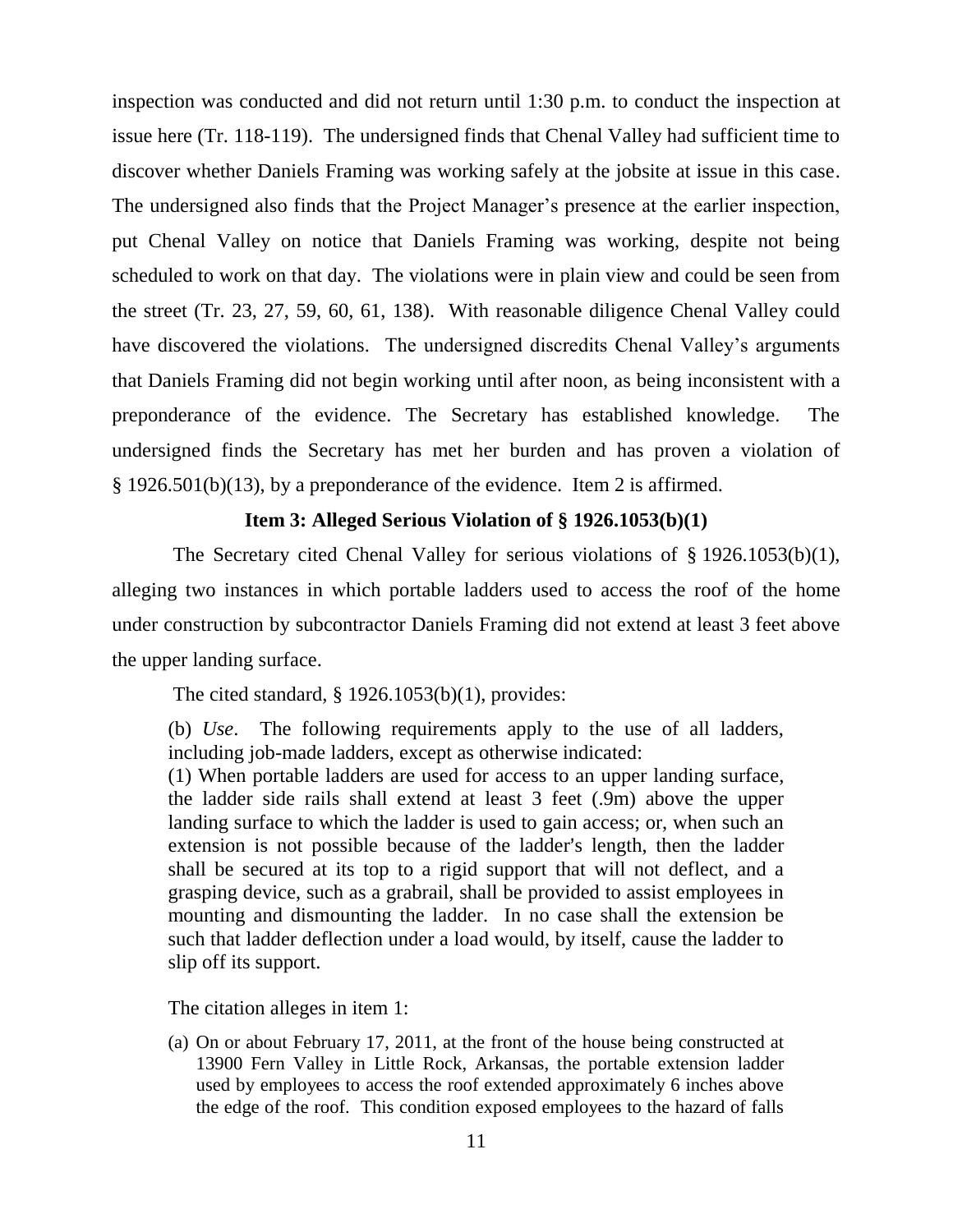inspection was conducted and did not return until 1:30 p.m. to conduct the inspection at issue here (Tr. 118-119). The undersigned finds that Chenal Valley had sufficient time to discover whether Daniels Framing was working safely at the jobsite at issue in this case. The undersigned also finds that the Project Manager's presence at the earlier inspection, put Chenal Valley on notice that Daniels Framing was working, despite not being scheduled to work on that day. The violations were in plain view and could be seen from the street (Tr. 23, 27, 59, 60, 61, 138). With reasonable diligence Chenal Valley could have discovered the violations. The undersigned discredits Chenal Valley's arguments that Daniels Framing did not begin working until after noon, as being inconsistent with a preponderance of the evidence. The Secretary has established knowledge. The undersigned finds the Secretary has met her burden and has proven a violation of § 1926.501(b)(13), by a preponderance of the evidence. Item 2 is affirmed.

### Item 3: Alleged Serious Violation of § 1926.1053(b)(1)

The Secretary cited Chenal Valley for serious violations of § 1926.1053(b)(1), alleging two instances in which portable ladders used to access the roof of the home under construction by subcontractor Daniels Framing did not extend at least 3 feet above the upper landing surface.

The cited standard, § 1926.1053(b)(1), provides:

> (b) *Use*. The following requirements apply to the use of all ladders, including job-made ladders, except as otherwise indicated:
> (1) When portable ladders are used for access to an upper landing surface, the ladder side rails shall extend at least 3 feet (.9m) above the upper landing surface to which the ladder is used to gain access; or, when such an extension is not possible because of the ladder's length, then the ladder shall be secured at its top to a rigid support that will not deflect, and a grasping device, such as a grabrail, shall be provided to assist employees in mounting and dismounting the ladder. In no case shall the extension be such that ladder deflection under a load would, by itself, cause the ladder to slip off its support.

The citation alleges in item 1:

> (a) On or about February 17, 2011, at the front of the house being constructed at 13900 Fern Valley in Little Rock, Arkansas, the portable extension ladder used by employees to access the roof extended approximately 6 inches above the edge of the roof. This condition exposed employees to the hazard of falls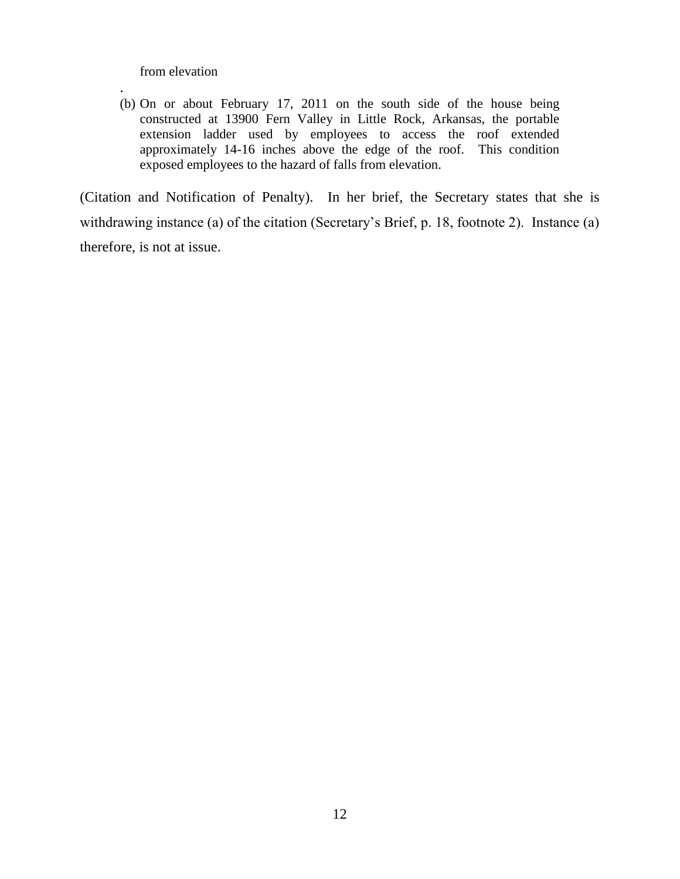from elevation

.

(b) On or about February 17, 2011 on the south side of the house being constructed at 13900 Fern Valley in Little Rock, Arkansas, the portable extension ladder used by employees to access the roof extended approximately 14-16 inches above the edge of the roof. This condition exposed employees to the hazard of falls from elevation.

(Citation and Notification of Penalty). In her brief, the Secretary states that she is withdrawing instance (a) of the citation (Secretary's Brief, p. 18, footnote 2). Instance (a) therefore, is not at issue.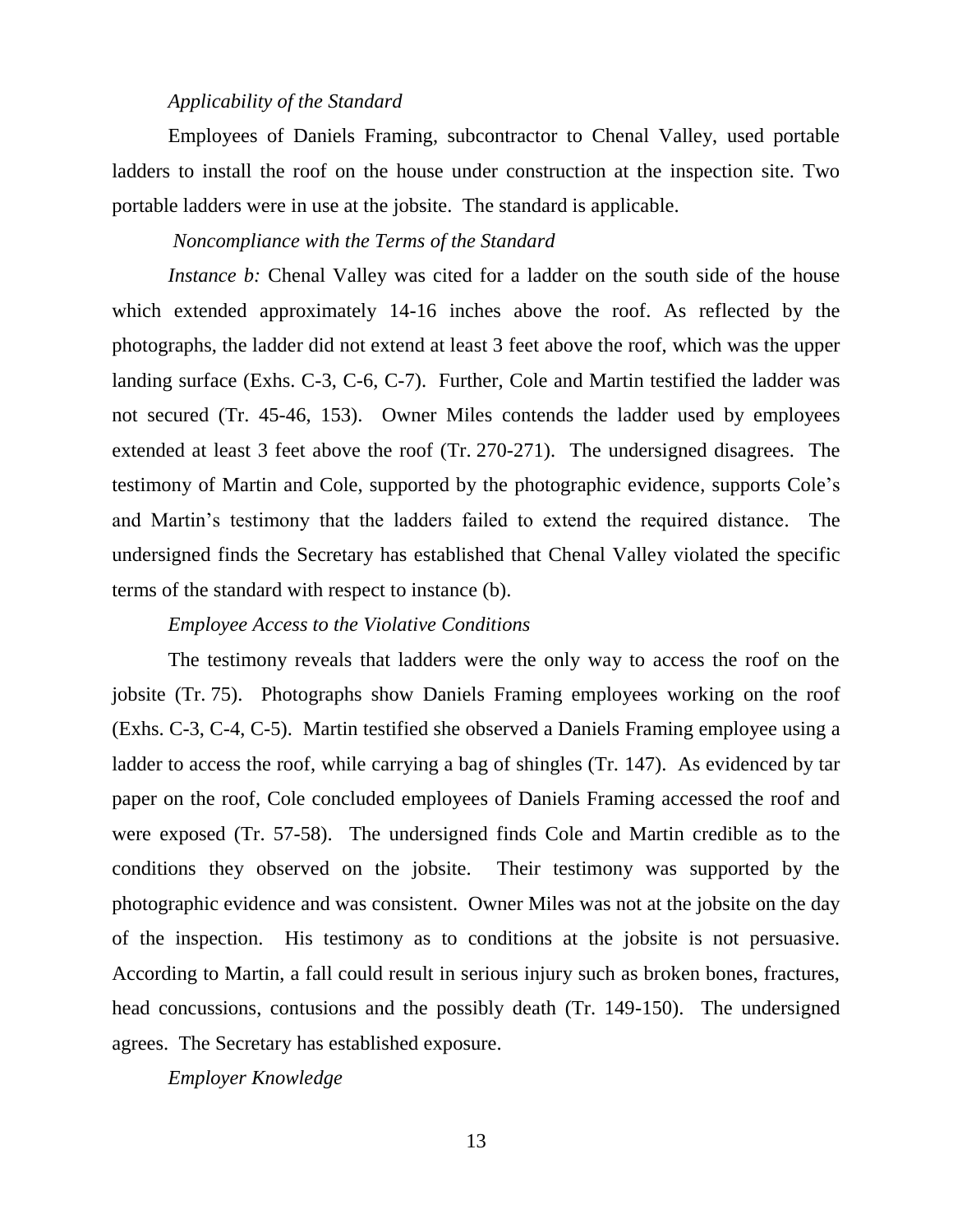*Applicability of the Standard*

Employees of Daniels Framing, subcontractor to Chenal Valley, used portable ladders to install the roof on the house under construction at the inspection site. Two portable ladders were in use at the jobsite. The standard is applicable.

*Noncompliance with the Terms of the Standard*

*Instance b:* Chenal Valley was cited for a ladder on the south side of the house which extended approximately 14-16 inches above the roof. As reflected by the photographs, the ladder did not extend at least 3 feet above the roof, which was the upper landing surface (Exhs. C-3, C-6, C-7). Further, Cole and Martin testified the ladder was not secured (Tr. 45-46, 153). Owner Miles contends the ladder used by employees extended at least 3 feet above the roof (Tr. 270-271). The undersigned disagrees. The testimony of Martin and Cole, supported by the photographic evidence, supports Cole's and Martin's testimony that the ladders failed to extend the required distance. The undersigned finds the Secretary has established that Chenal Valley violated the specific terms of the standard with respect to instance (b).

*Employee Access to the Violative Conditions*

The testimony reveals that ladders were the only way to access the roof on the jobsite (Tr. 75). Photographs show Daniels Framing employees working on the roof (Exhs. C-3, C-4, C-5). Martin testified she observed a Daniels Framing employee using a ladder to access the roof, while carrying a bag of shingles (Tr. 147). As evidenced by tar paper on the roof, Cole concluded employees of Daniels Framing accessed the roof and were exposed (Tr. 57-58). The undersigned finds Cole and Martin credible as to the conditions they observed on the jobsite. Their testimony was supported by the photographic evidence and was consistent. Owner Miles was not at the jobsite on the day of the inspection. His testimony as to conditions at the jobsite is not persuasive. According to Martin, a fall could result in serious injury such as broken bones, fractures, head concussions, contusions and the possibly death (Tr. 149-150). The undersigned agrees. The Secretary has established exposure.

*Employer Knowledge*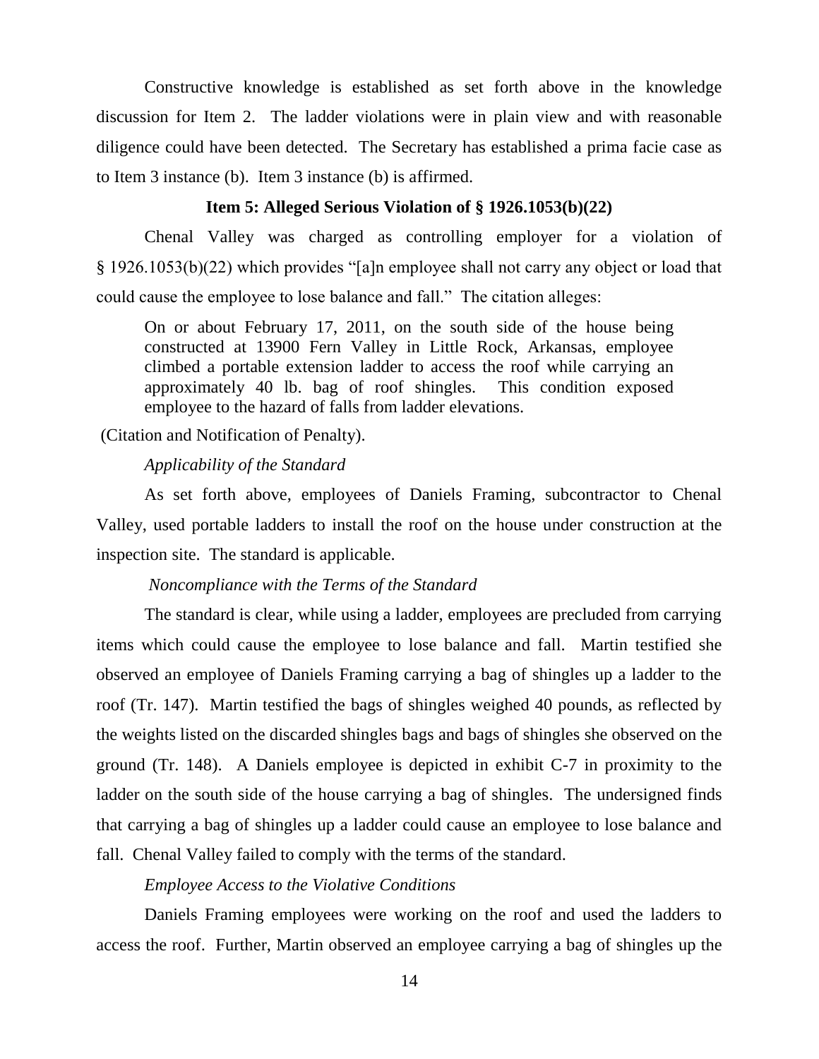Constructive knowledge is established as set forth above in the knowledge discussion for Item 2. The ladder violations were in plain view and with reasonable diligence could have been detected. The Secretary has established a prima facie case as to Item 3 instance (b). Item 3 instance (b) is affirmed.

### Item 5: Alleged Serious Violation of § 1926.1053(b)(22)

Chenal Valley was charged as controlling employer for a violation of § 1926.1053(b)(22) which provides "[a]n employee shall not carry any object or load that could cause the employee to lose balance and fall." The citation alleges:

> On or about February 17, 2011, on the south side of the house being constructed at 13900 Fern Valley in Little Rock, Arkansas, employee climbed a portable extension ladder to access the roof while carrying an approximately 40 lb. bag of roof shingles. This condition exposed employee to the hazard of falls from ladder elevations.

(Citation and Notification of Penalty).

*Applicability of the Standard*

As set forth above, employees of Daniels Framing, subcontractor to Chenal Valley, used portable ladders to install the roof on the house under construction at the inspection site. The standard is applicable.

*Noncompliance with the Terms of the Standard*

The standard is clear, while using a ladder, employees are precluded from carrying items which could cause the employee to lose balance and fall. Martin testified she observed an employee of Daniels Framing carrying a bag of shingles up a ladder to the roof (Tr. 147). Martin testified the bags of shingles weighed 40 pounds, as reflected by the weights listed on the discarded shingles bags and bags of shingles she observed on the ground (Tr. 148). A Daniels employee is depicted in exhibit C-7 in proximity to the ladder on the south side of the house carrying a bag of shingles. The undersigned finds that carrying a bag of shingles up a ladder could cause an employee to lose balance and fall. Chenal Valley failed to comply with the terms of the standard.

*Employee Access to the Violative Conditions*

Daniels Framing employees were working on the roof and used the ladders to access the roof. Further, Martin observed an employee carrying a bag of shingles up the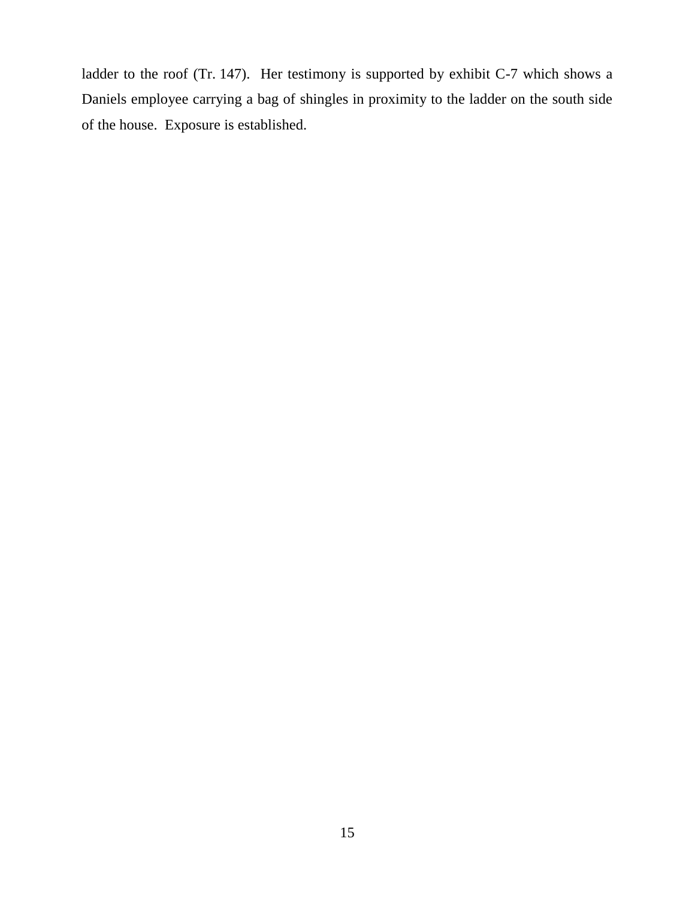ladder to the roof (Tr. 147). Her testimony is supported by exhibit C-7 which shows a Daniels employee carrying a bag of shingles in proximity to the ladder on the south side of the house. Exposure is established.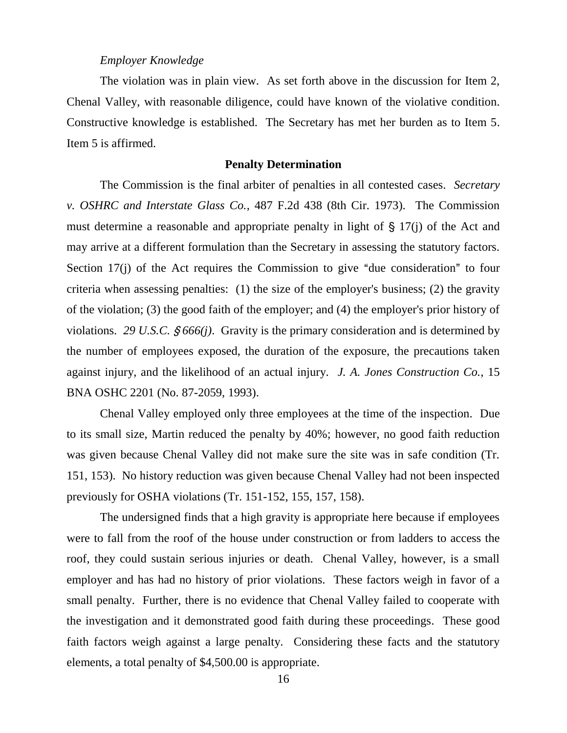*Employer Knowledge*

The violation was in plain view. As set forth above in the discussion for Item 2, Chenal Valley, with reasonable diligence, could have known of the violative condition. Constructive knowledge is established. The Secretary has met her burden as to Item 5. Item 5 is affirmed.

**Penalty Determination**

The Commission is the final arbiter of penalties in all contested cases. *Secretary v. OSHRC and Interstate Glass Co.*, 487 F.2d 438 (8th Cir. 1973). The Commission must determine a reasonable and appropriate penalty in light of § 17(j) of the Act and may arrive at a different formulation than the Secretary in assessing the statutory factors. Section 17(j) of the Act requires the Commission to give "due consideration" to four criteria when assessing penalties: (1) the size of the employer's business; (2) the gravity of the violation; (3) the good faith of the employer; and (4) the employer's prior history of violations. *29 U.S.C. § 666(j)*. Gravity is the primary consideration and is determined by the number of employees exposed, the duration of the exposure, the precautions taken against injury, and the likelihood of an actual injury. *J. A. Jones Construction Co.*, 15 BNA OSHC 2201 (No. 87-2059, 1993).

Chenal Valley employed only three employees at the time of the inspection. Due to its small size, Martin reduced the penalty by 40%; however, no good faith reduction was given because Chenal Valley did not make sure the site was in safe condition (Tr. 151, 153). No history reduction was given because Chenal Valley had not been inspected previously for OSHA violations (Tr. 151-152, 155, 157, 158).

The undersigned finds that a high gravity is appropriate here because if employees were to fall from the roof of the house under construction or from ladders to access the roof, they could sustain serious injuries or death. Chenal Valley, however, is a small employer and has had no history of prior violations. These factors weigh in favor of a small penalty. Further, there is no evidence that Chenal Valley failed to cooperate with the investigation and it demonstrated good faith during these proceedings. These good faith factors weigh against a large penalty. Considering these facts and the statutory elements, a total penalty of $4,500.00 is appropriate.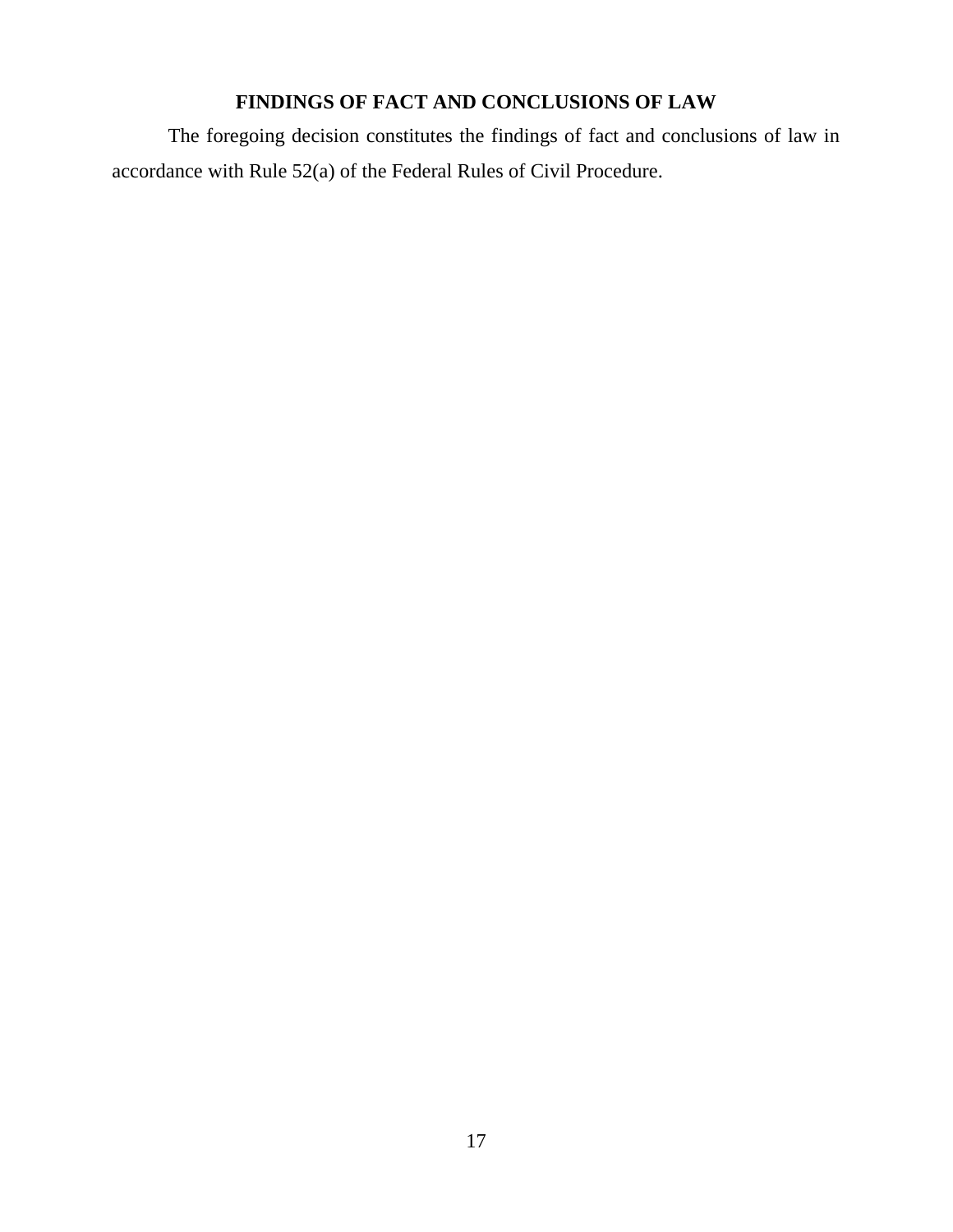## FINDINGS OF FACT AND CONCLUSIONS OF LAW

The foregoing decision constitutes the findings of fact and conclusions of law in accordance with Rule 52(a) of the Federal Rules of Civil Procedure.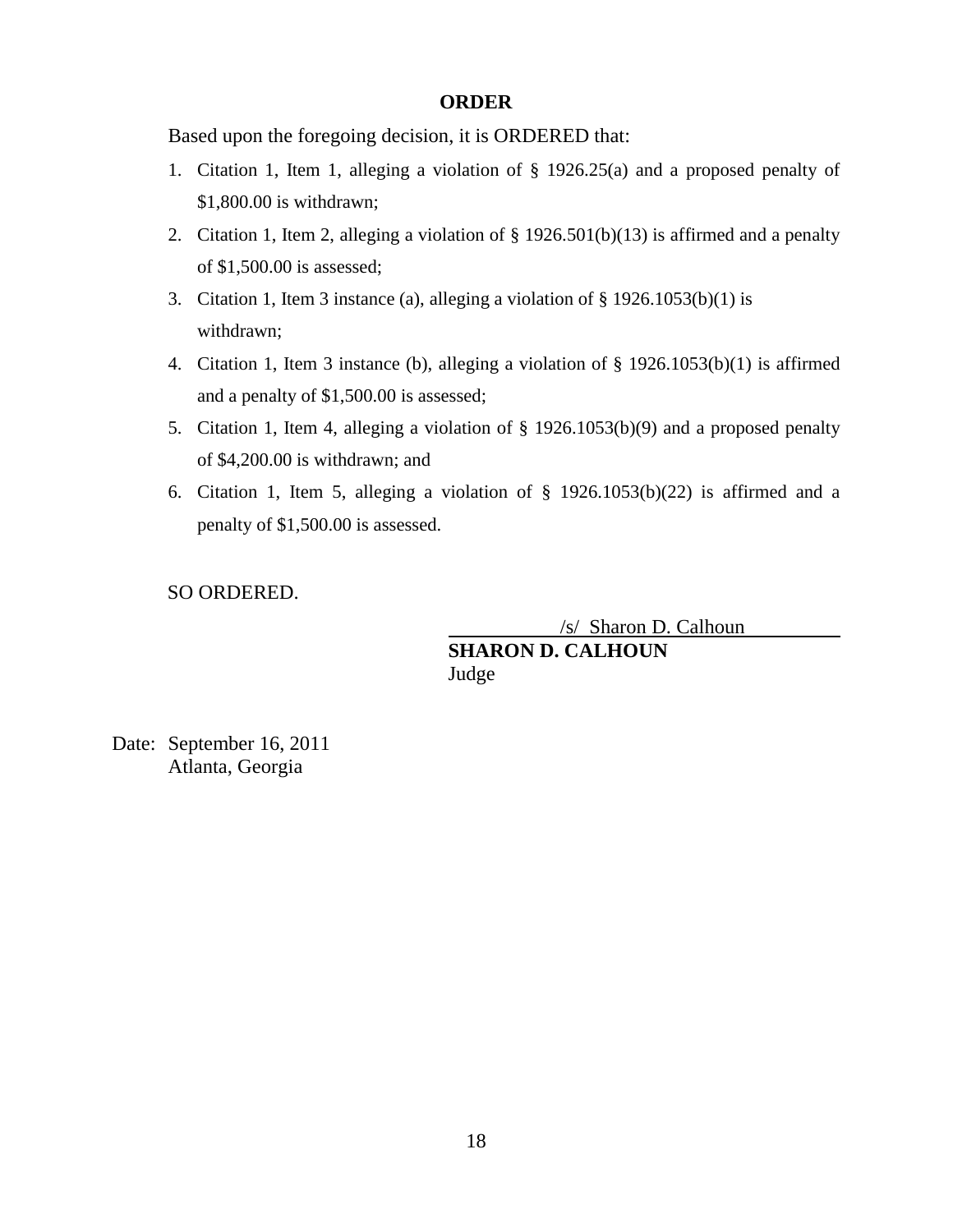**ORDER**

Based upon the foregoing decision, it is ORDERED that:

1. Citation 1, Item 1, alleging a violation of § 1926.25(a) and a proposed penalty of $1,800.00 is withdrawn;
2. Citation 1, Item 2, alleging a violation of § 1926.501(b)(13) is affirmed and a penalty of $1,500.00 is assessed;
3. Citation 1, Item 3 instance (a), alleging a violation of § 1926.1053(b)(1) is withdrawn;
4. Citation 1, Item 3 instance (b), alleging a violation of § 1926.1053(b)(1) is affirmed and a penalty of $1,500.00 is assessed;
5. Citation 1, Item 4, alleging a violation of § 1926.1053(b)(9) and a proposed penalty of $4,200.00 is withdrawn; and
6. Citation 1, Item 5, alleging a violation of § 1926.1053(b)(22) is affirmed and a penalty of $1,500.00 is assessed.

SO ORDERED.

/s/ Sharon D. Calhoun
**SHARON D. CALHOUN**
Judge

Date: September 16, 2011
Atlanta, Georgia